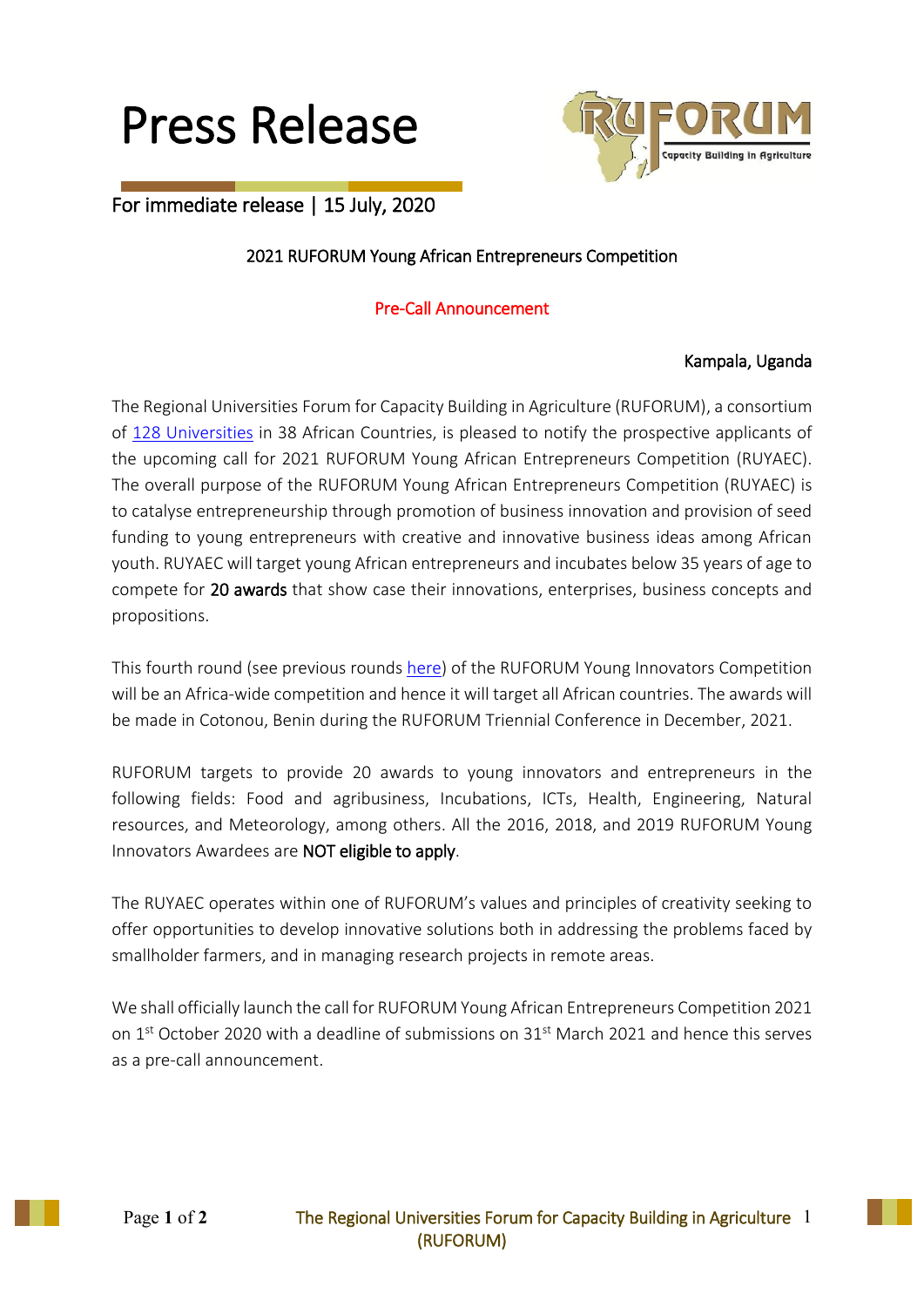# Press Release

For immediate release | 15 July, 2020

## 2021 RUFORUM Young African Entrepreneurs Competition

### Pre-Call Announcement

Kampala, Uganda

The Regional Universities Forum for Capacity Building in Agriculture (RUFORUM), a consortium of [128 Universities](#) in 38 African Countries, is pleased to notify the prospective applicants of the upcoming call for 2021 RUFORUM Young African Entrepreneurs Competition (RUYAEC). The overall purpose of the RUFORUM Young African Entrepreneurs Competition (RUYAEC) is to catalyse entrepreneurship through promotion of business innovation and provision of seed funding to young entrepreneurs with creative and innovative business ideas among African youth. RUYAEC will target young African entrepreneurs and incubates below 35 years of age to compete for **20 awards** that show case their innovations, enterprises, business concepts and propositions.

This fourth round (see previous rounds [here](#)) of the RUFORUM Young Innovators Competition will be an Africa-wide competition and hence it will target all African countries. The awards will be made in Cotonou, Benin during the RUFORUM Triennial Conference in December, 2021.

RUFORUM targets to provide 20 awards to young innovators and entrepreneurs in the following fields: Food and agribusiness, Incubations, ICTs, Health, Engineering, Natural resources, and Meteorology, among others. All the 2016, 2018, and 2019 RUFORUM Young Innovators Awardees are **NOT eligible to apply**.

The RUYAEC operates within one of RUFORUM's values and principles of creativity seeking to offer opportunities to develop innovative solutions both in addressing the problems faced by smallholder farmers, and in managing research projects in remote areas.

We shall officially launch the call for RUFORUM Young African Entrepreneurs Competition 2021 on 1st October 2020 with a deadline of submissions on 31st March 2021 and hence this serves as a pre-call announcement.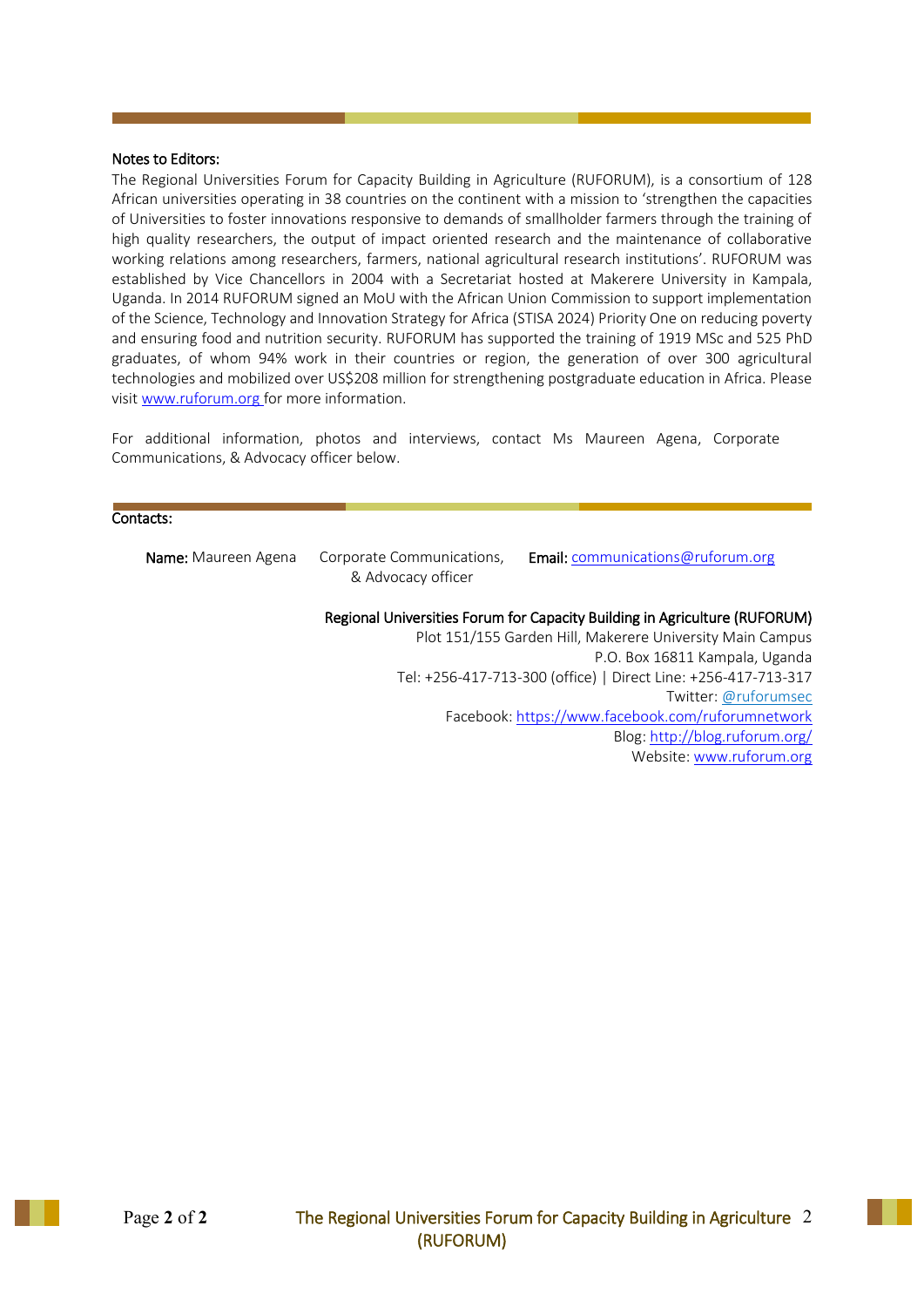Notes to Editors:

The Regional Universities Forum for Capacity Building in Agriculture (RUFORUM), is a consortium of 128 African universities operating in 38 countries on the continent with a mission to 'strengthen the capacities of Universities to foster innovations responsive to demands of smallholder farmers through the training of high quality researchers, the output of impact oriented research and the maintenance of collaborative working relations among researchers, farmers, national agricultural research institutions'. RUFORUM was established by Vice Chancellors in 2004 with a Secretariat hosted at Makerere University in Kampala, Uganda. In 2014 RUFORUM signed an MoU with the African Union Commission to support implementation of the Science, Technology and Innovation Strategy for Africa (STISA 2024) Priority One on reducing poverty and ensuring food and nutrition security. RUFORUM has supported the training of 1919 MSc and 525 PhD graduates, of whom 94% work in their countries or region, the generation of over 300 agricultural technologies and mobilized over US$208 million for strengthening postgraduate education in Africa. Please visit www.ruforum.org for more information.

For additional information, photos and interviews, contact Ms Maureen Agena, Corporate Communications, & Advocacy officer below.

Contacts:

**Name:** Maureen Agena    Corporate Communications, & Advocacy officer    **Email:** communications@ruforum.org

**Regional Universities Forum for Capacity Building in Agriculture (RUFORUM)**
Plot 151/155 Garden Hill, Makerere University Main Campus
P.O. Box 16811 Kampala, Uganda
Tel: +256-417-713-300 (office) | Direct Line: +256-417-713-317
Twitter: @ruforumsec
Facebook: https://www.facebook.com/ruforumnetwork
Blog: http://blog.ruforum.org/
Website: www.ruforum.org